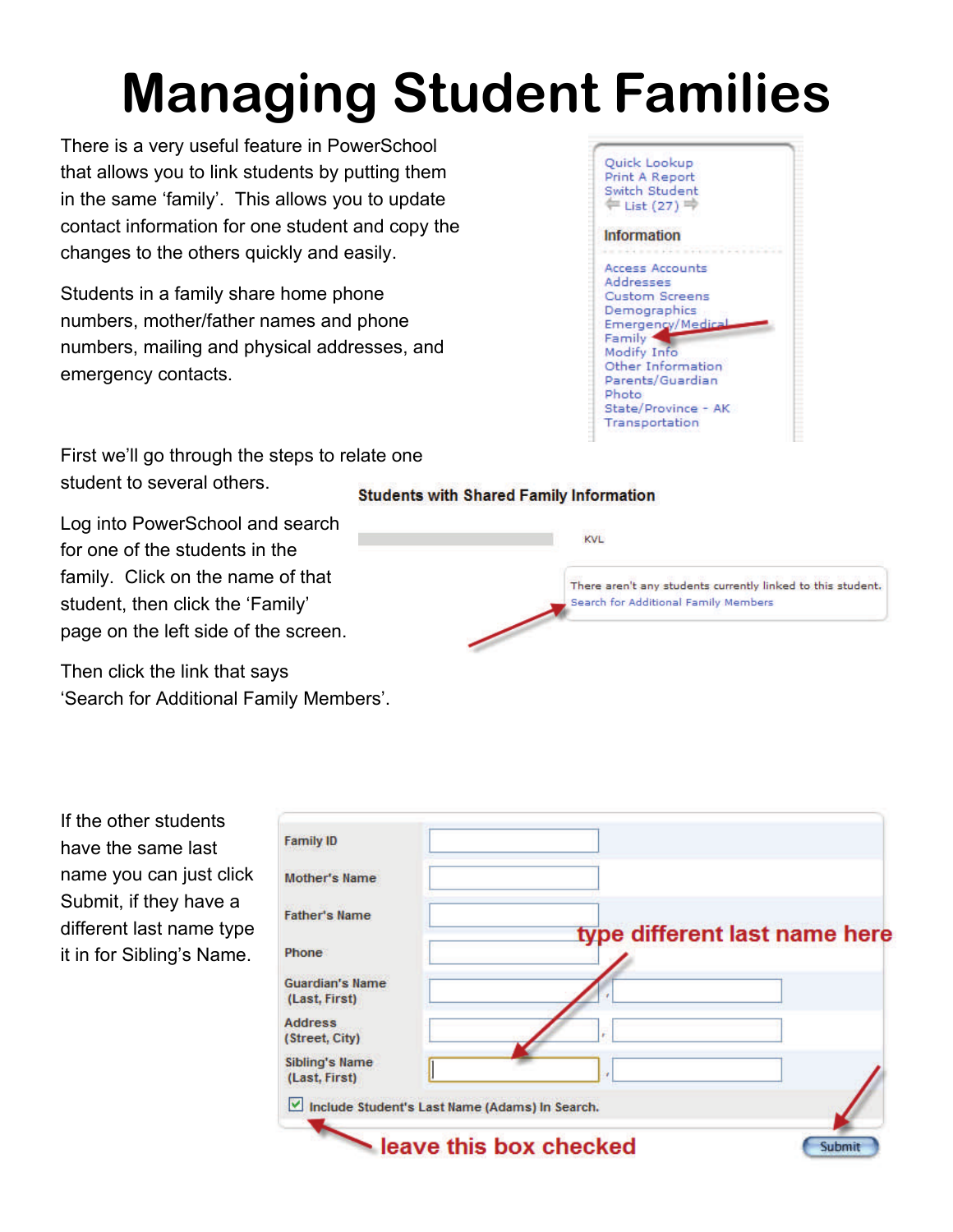# Managing Student Families

There is a very useful feature in PowerSchool that allows you to link students by putting them in the same 'family'. This allows you to update contact information for one student and copy the changes to the others quickly and easily.

Students in a family share home phone numbers, mother/father names and phone numbers, mailing and physical addresses, and emergency contacts.

Quick Lookup
Print A Report
Switch Student
List (27)

**Information**

Access Accounts
Addresses
Custom Screens
Demographics
Emergency/Medical
Family
Modify Info
Other Information
Parents/Guardian
Photo
State/Province - AK
Transportation

First we'll go through the steps to relate one student to several others.

Log into PowerSchool and search for one of the students in the family. Click on the name of that student, then click the 'Family' page on the left side of the screen.

Then click the link that says 'Search for Additional Family Members'.

**Students with Shared Family Information**

KVL

There aren't any students currently linked to this student.
Search for Additional Family Members

If the other students have the same last name you can just click Submit, if they have a different last name type it in for Sibling's Name.

| Field | Value | |
|---|---|---|
| Family ID | | |
| Mother's Name | | |
| Father's Name | | |
| Phone | | |
| Guardian's Name (Last, First) | | |
| Address (Street, City) | | |
| Sibling's Name (Last, First) | | |

☑ Include Student's Last Name (Adams) In Search.

type different last name here

leave this box checked

Submit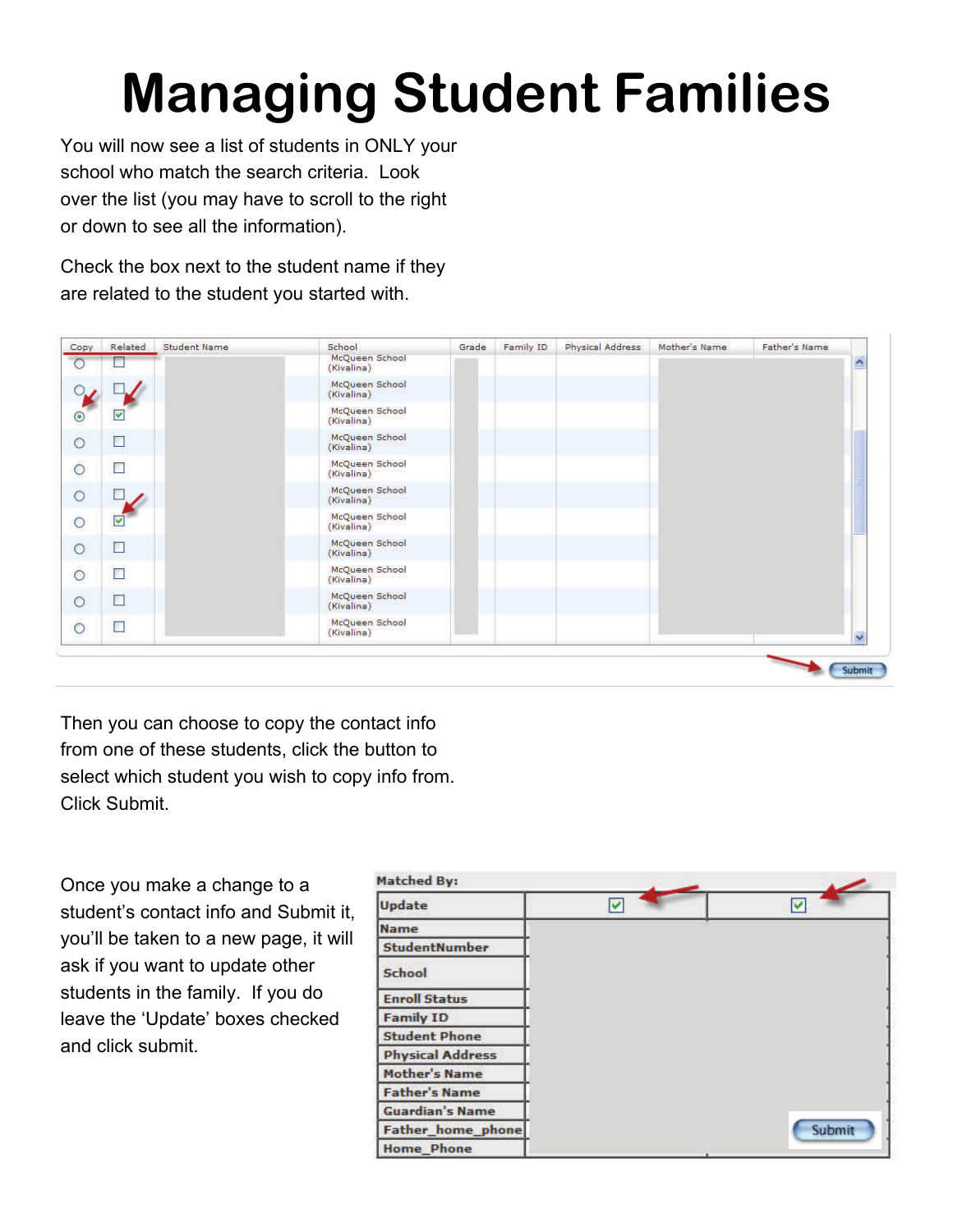# Managing Student Families

You will now see a list of students in ONLY your school who match the search criteria. Look over the list (you may have to scroll to the right or down to see all the information).

Check the box next to the student name if they are related to the student you started with.

Then you can choose to copy the contact info from one of these students, click the button to select which student you wish to copy info from. Click Submit.

Once you make a change to a student's contact info and Submit it, you'll be taken to a new page, it will ask if you want to update other students in the family. If you do leave the 'Update' boxes checked and click submit.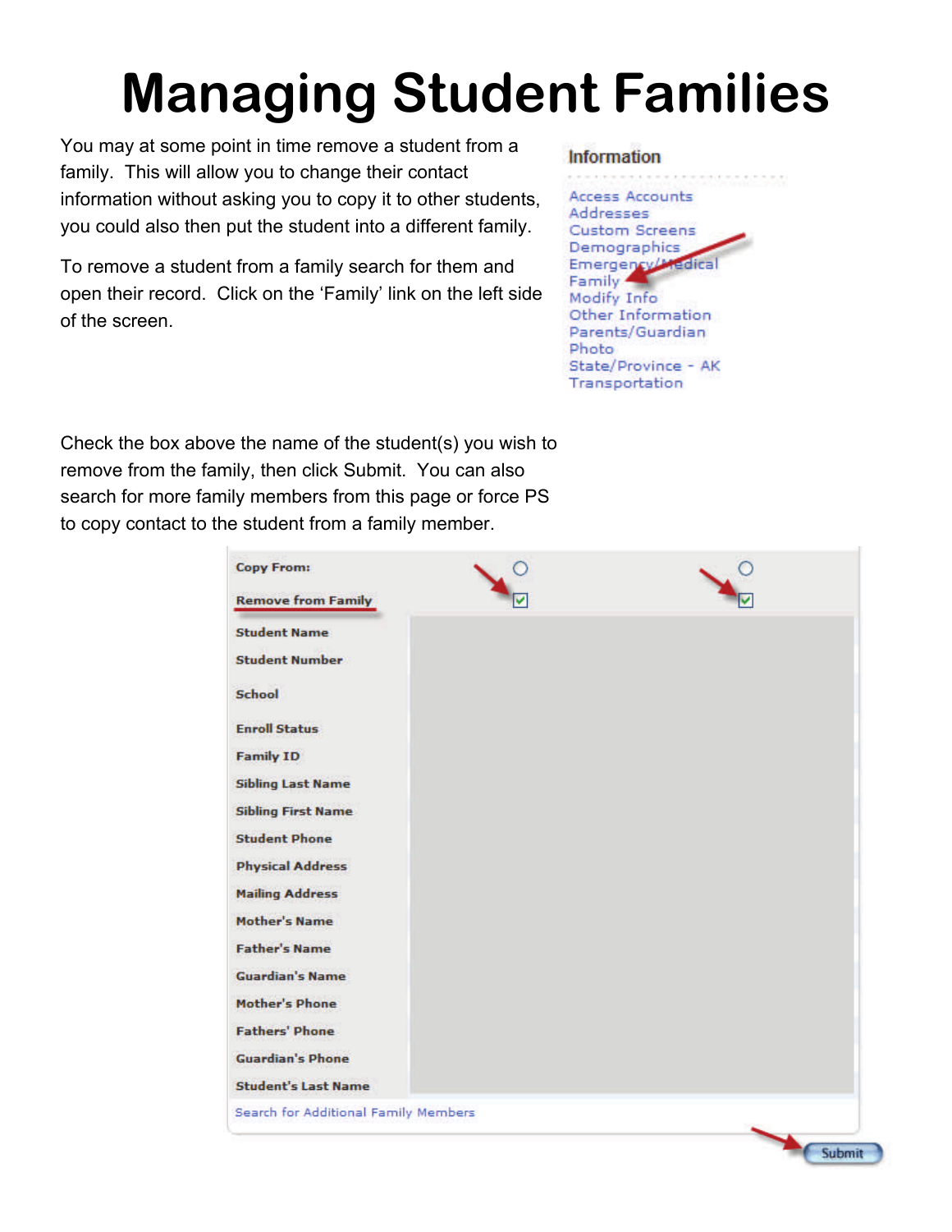# Managing Student Families

You may at some point in time remove a student from a family. This will allow you to change their contact information without asking you to copy it to other students, you could also then put the student into a different family.

To remove a student from a family search for them and open their record. Click on the 'Family' link on the left side of the screen.

Information

Access Accounts
Addresses
Custom Screens
Demographics
Emergency/Medical
Family
Modify Info
Other Information
Parents/Guardian
Photo
State/Province - AK
Transportation

Check the box above the name of the student(s) you wish to remove from the family, then click Submit. You can also search for more family members from this page or force PS to copy contact to the student from a family member.

Copy From:
Remove from Family
Student Name
Student Number
School
Enroll Status
Family ID
Sibling Last Name
Sibling First Name
Student Phone
Physical Address
Mailing Address
Mother's Name
Father's Name
Guardian's Name
Mother's Phone
Fathers' Phone
Guardian's Phone
Student's Last Name
Search for Additional Family Members

Submit